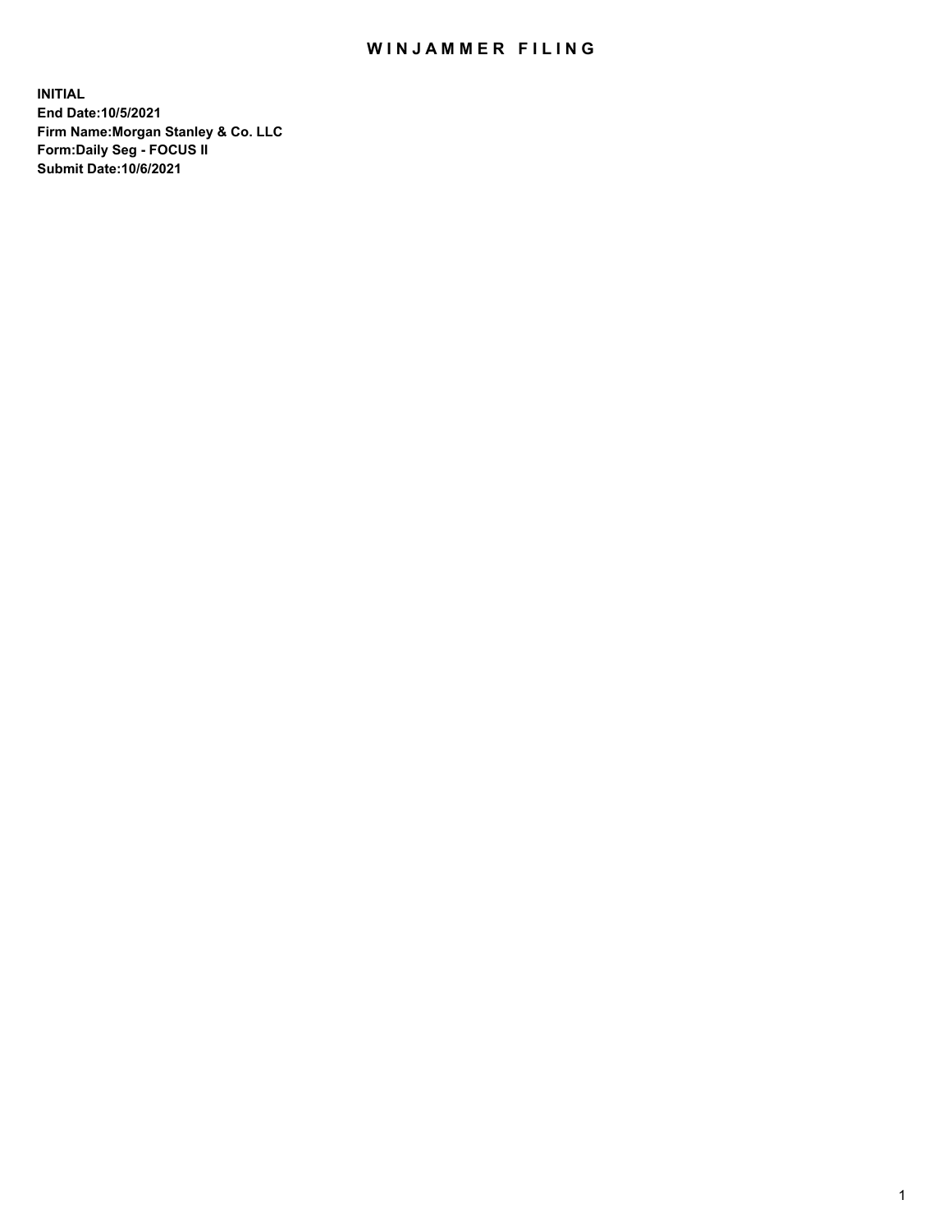# WINJAMMER FILING

**INITIAL**
**End Date:10/5/2021**
**Firm Name:Morgan Stanley & Co. LLC**
**Form:Daily Seg - FOCUS II**
**Submit Date:10/6/2021**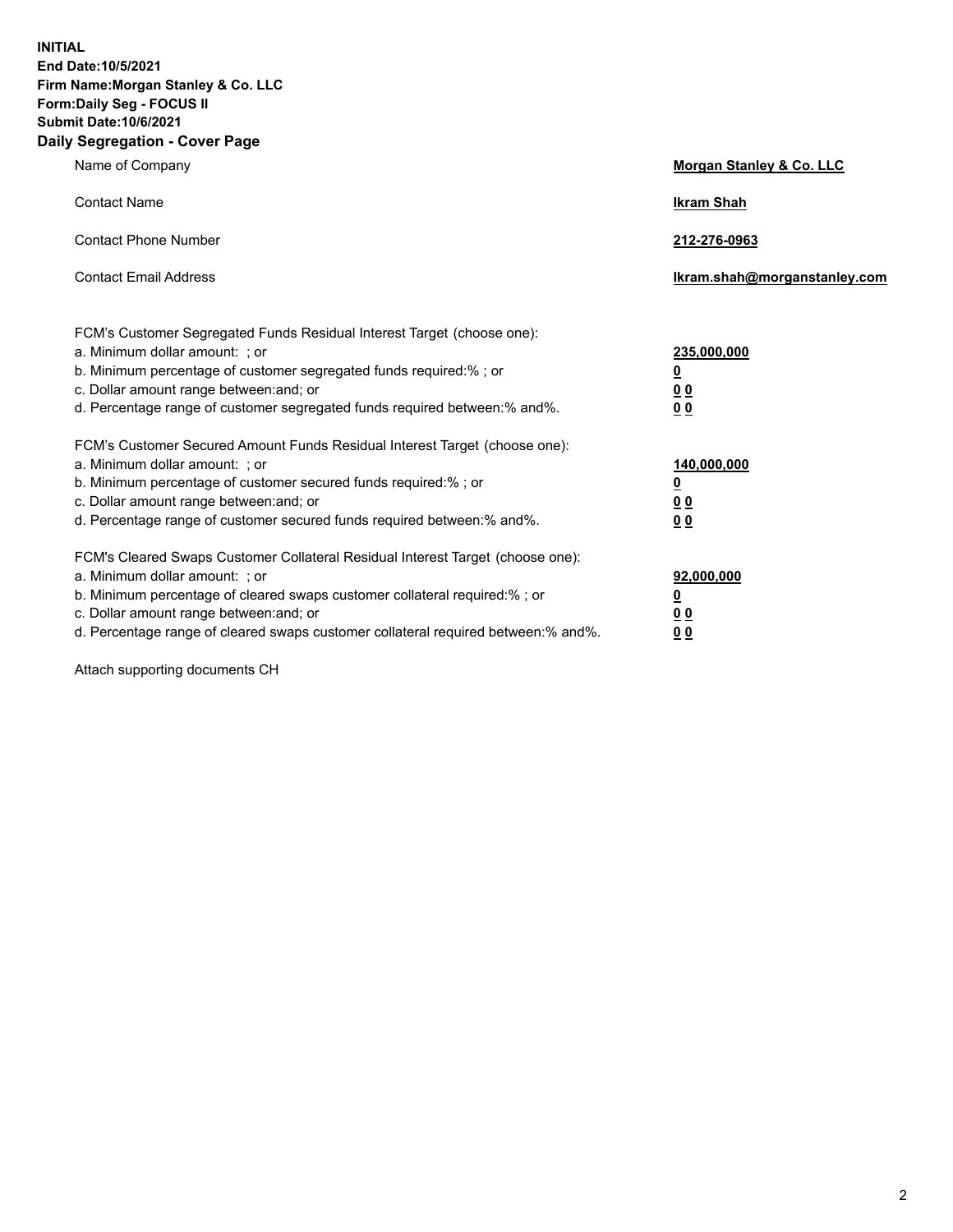**INITIAL**
**End Date:10/5/2021**
**Firm Name:Morgan Stanley & Co. LLC**
**Form:Daily Seg - FOCUS II**
**Submit Date:10/6/2021**

## Daily Segregation - Cover Page

| | |
|---|---|
| Name of Company | **Morgan Stanley & Co. LLC** |
| Contact Name | **Ikram Shah** |
| Contact Phone Number | **212-276-0963** |
| Contact Email Address | **Ikram.shah@morganstanley.com** |

| | |
|---|---|
| FCM's Customer Segregated Funds Residual Interest Target (choose one): | |
| a. Minimum dollar amount: ; or | **235,000,000** |
| b. Minimum percentage of customer segregated funds required:% ; or | **0** |
| c. Dollar amount range between:and; or | **0 0** |
| d. Percentage range of customer segregated funds required between:% and%. | **0 0** |
| FCM's Customer Secured Amount Funds Residual Interest Target (choose one): | |
| a. Minimum dollar amount: ; or | **140,000,000** |
| b. Minimum percentage of customer secured funds required:% ; or | **0** |
| c. Dollar amount range between:and; or | **0 0** |
| d. Percentage range of customer secured funds required between:% and%. | **0 0** |
| FCM's Cleared Swaps Customer Collateral Residual Interest Target (choose one): | |
| a. Minimum dollar amount: ; or | **92,000,000** |
| b. Minimum percentage of cleared swaps customer collateral required:% ; or | **0** |
| c. Dollar amount range between:and; or | **0 0** |
| d. Percentage range of cleared swaps customer collateral required between:% and%. | **0 0** |

Attach supporting documents CH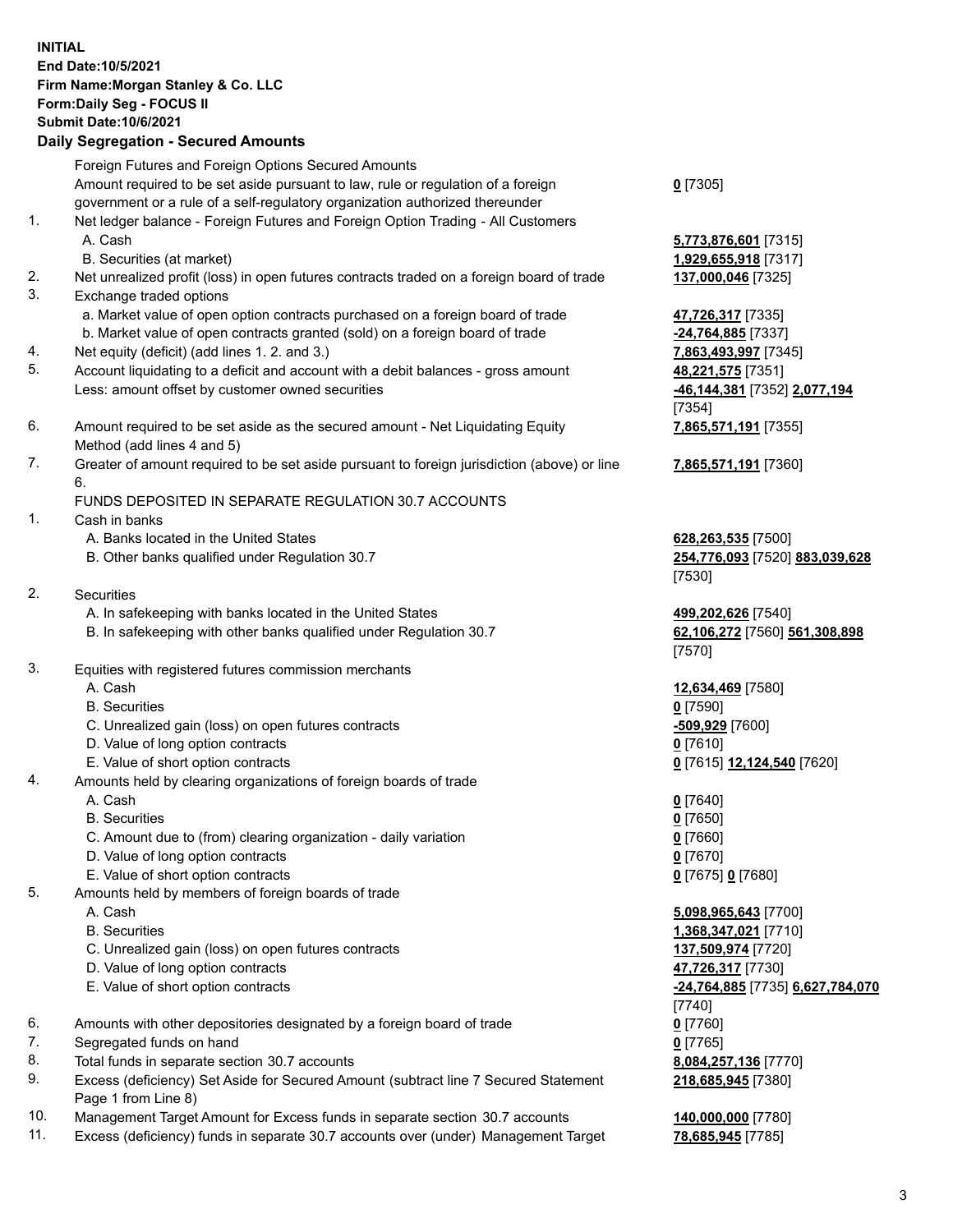**INITIAL**
**End Date:10/5/2021**
**Firm Name:Morgan Stanley & Co. LLC**
**Form:Daily Seg - FOCUS II**
**Submit Date:10/6/2021**

### Daily Segregation - Secured Amounts

| | | |
|---|---|---|
| | Foreign Futures and Foreign Options Secured Amounts | |
| | Amount required to be set aside pursuant to law, rule or regulation of a foreign government or a rule of a self-regulatory organization authorized thereunder | **0** [7305] |
| 1. | Net ledger balance - Foreign Futures and Foreign Option Trading - All Customers | |
| | A. Cash | **5,773,876,601** [7315] |
| | B. Securities (at market) | **1,929,655,918** [7317] |
| 2. | Net unrealized profit (loss) in open futures contracts traded on a foreign board of trade | **137,000,046** [7325] |
| 3. | Exchange traded options | |
| | a. Market value of open option contracts purchased on a foreign board of trade | **47,726,317** [7335] |
| | b. Market value of open contracts granted (sold) on a foreign board of trade | **-24,764,885** [7337] |
| 4. | Net equity (deficit) (add lines 1. 2. and 3.) | **7,863,493,997** [7345] |
| 5. | Account liquidating to a deficit and account with a debit balances - gross amount | **48,221,575** [7351] |
| | Less: amount offset by customer owned securities | **-46,144,381** [7352] **2,077,194** [7354] |
| 6. | Amount required to be set aside as the secured amount - Net Liquidating Equity Method (add lines 4 and 5) | **7,865,571,191** [7355] |
| 7. | Greater of amount required to be set aside pursuant to foreign jurisdiction (above) or line 6. | **7,865,571,191** [7360] |
| | FUNDS DEPOSITED IN SEPARATE REGULATION 30.7 ACCOUNTS | |
| 1. | Cash in banks | |
| | A. Banks located in the United States | **628,263,535** [7500] |
| | B. Other banks qualified under Regulation 30.7 | **254,776,093** [7520] **883,039,628** [7530] |
| 2. | Securities | |
| | A. In safekeeping with banks located in the United States | **499,202,626** [7540] |
| | B. In safekeeping with other banks qualified under Regulation 30.7 | **62,106,272** [7560] **561,308,898** [7570] |
| 3. | Equities with registered futures commission merchants | |
| | A. Cash | **12,634,469** [7580] |
| | B. Securities | **0** [7590] |
| | C. Unrealized gain (loss) on open futures contracts | **-509,929** [7600] |
| | D. Value of long option contracts | **0** [7610] |
| | E. Value of short option contracts | **0** [7615] **12,124,540** [7620] |
| 4. | Amounts held by clearing organizations of foreign boards of trade | |
| | A. Cash | **0** [7640] |
| | B. Securities | **0** [7650] |
| | C. Amount due to (from) clearing organization - daily variation | **0** [7660] |
| | D. Value of long option contracts | **0** [7670] |
| | E. Value of short option contracts | **0** [7675] **0** [7680] |
| 5. | Amounts held by members of foreign boards of trade | |
| | A. Cash | **5,098,965,643** [7700] |
| | B. Securities | **1,368,347,021** [7710] |
| | C. Unrealized gain (loss) on open futures contracts | **137,509,974** [7720] |
| | D. Value of long option contracts | **47,726,317** [7730] |
| | E. Value of short option contracts | **-24,764,885** [7735] **6,627,784,070** [7740] |
| 6. | Amounts with other depositories designated by a foreign board of trade | **0** [7760] |
| 7. | Segregated funds on hand | **0** [7765] |
| 8. | Total funds in separate section 30.7 accounts | **8,084,257,136** [7770] |
| 9. | Excess (deficiency) Set Aside for Secured Amount (subtract line 7 Secured Statement Page 1 from Line 8) | **218,685,945** [7380] |
| 10. | Management Target Amount for Excess funds in separate section 30.7 accounts | **140,000,000** [7780] |
| 11. | Excess (deficiency) funds in separate 30.7 accounts over (under) Management Target | **78,685,945** [7785] |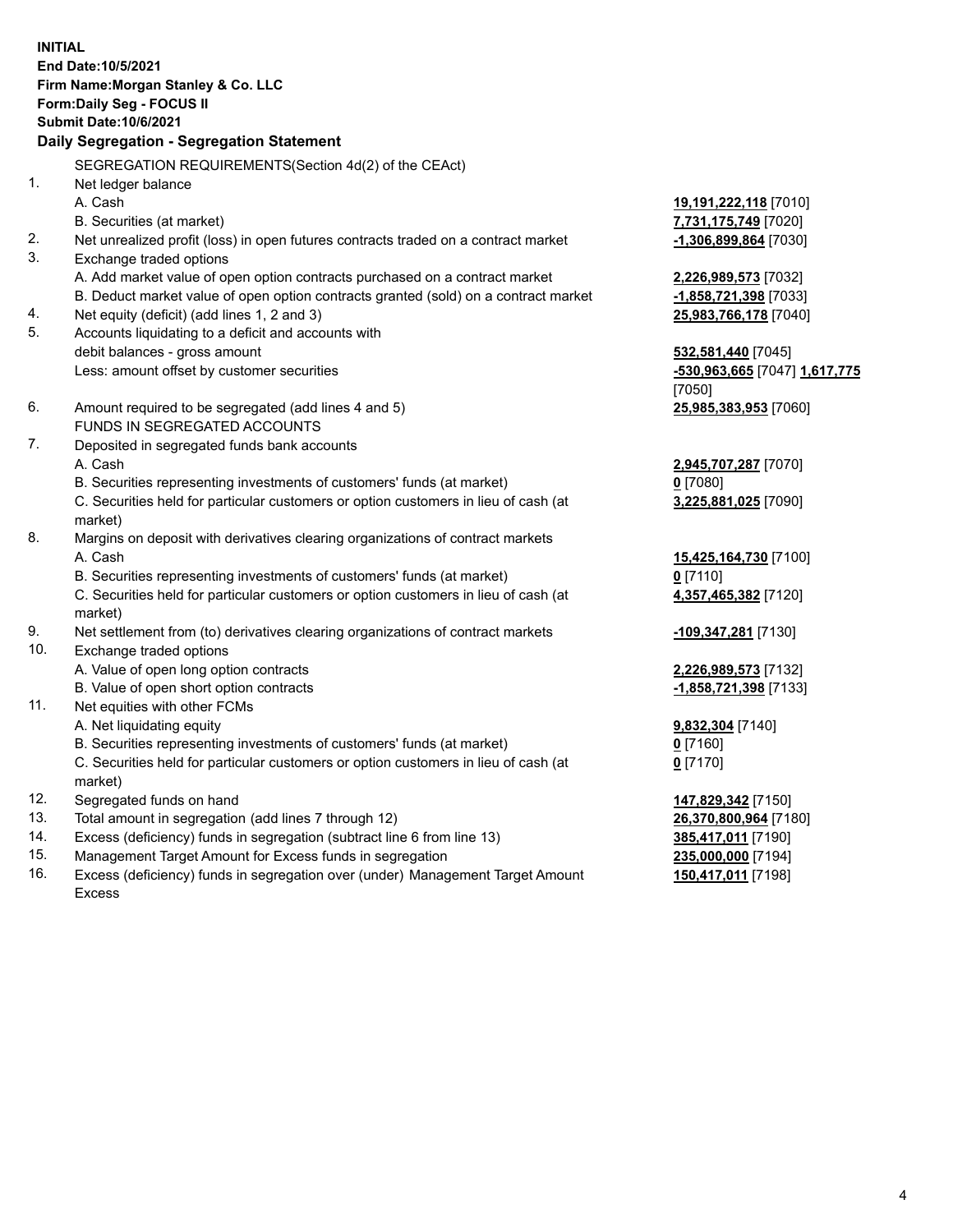**INITIAL**
**End Date:10/5/2021**
**Firm Name:Morgan Stanley & Co. LLC**
**Form:Daily Seg - FOCUS II**
**Submit Date:10/6/2021**

## Daily Segregation - Segregation Statement

| | | |
|---|---|---|
| | SEGREGATION REQUIREMENTS(Section 4d(2) of the CEAct) | |
| 1. | Net ledger balance | |
| | A. Cash | **19,191,222,118** [7010] |
| | B. Securities (at market) | **7,731,175,749** [7020] |
| 2. | Net unrealized profit (loss) in open futures contracts traded on a contract market | **-1,306,899,864** [7030] |
| 3. | Exchange traded options | |
| | A. Add market value of open option contracts purchased on a contract market | **2,226,989,573** [7032] |
| | B. Deduct market value of open option contracts granted (sold) on a contract market | **-1,858,721,398** [7033] |
| 4. | Net equity (deficit) (add lines 1, 2 and 3) | **25,983,766,178** [7040] |
| 5. | Accounts liquidating to a deficit and accounts with debit balances - gross amount | **532,581,440** [7045] |
| | Less: amount offset by customer securities | **-530,963,665** [7047] **1,617,775** [7050] |
| 6. | Amount required to be segregated (add lines 4 and 5) | **25,985,383,953** [7060] |
| | FUNDS IN SEGREGATED ACCOUNTS | |
| 7. | Deposited in segregated funds bank accounts | |
| | A. Cash | **2,945,707,287** [7070] |
| | B. Securities representing investments of customers' funds (at market) | **0** [7080] |
| | C. Securities held for particular customers or option customers in lieu of cash (at market) | **3,225,881,025** [7090] |
| 8. | Margins on deposit with derivatives clearing organizations of contract markets | |
| | A. Cash | **15,425,164,730** [7100] |
| | B. Securities representing investments of customers' funds (at market) | **0** [7110] |
| | C. Securities held for particular customers or option customers in lieu of cash (at market) | **4,357,465,382** [7120] |
| 9. | Net settlement from (to) derivatives clearing organizations of contract markets | **-109,347,281** [7130] |
| 10. | Exchange traded options | |
| | A. Value of open long option contracts | **2,226,989,573** [7132] |
| | B. Value of open short option contracts | **-1,858,721,398** [7133] |
| 11. | Net equities with other FCMs | |
| | A. Net liquidating equity | **9,832,304** [7140] |
| | B. Securities representing investments of customers' funds (at market) | **0** [7160] |
| | C. Securities held for particular customers or option customers in lieu of cash (at market) | **0** [7170] |
| 12. | Segregated funds on hand | **147,829,342** [7150] |
| 13. | Total amount in segregation (add lines 7 through 12) | **26,370,800,964** [7180] |
| 14. | Excess (deficiency) funds in segregation (subtract line 6 from line 13) | **385,417,011** [7190] |
| 15. | Management Target Amount for Excess funds in segregation | **235,000,000** [7194] |
| 16. | Excess (deficiency) funds in segregation over (under) Management Target Amount Excess | **150,417,011** [7198] |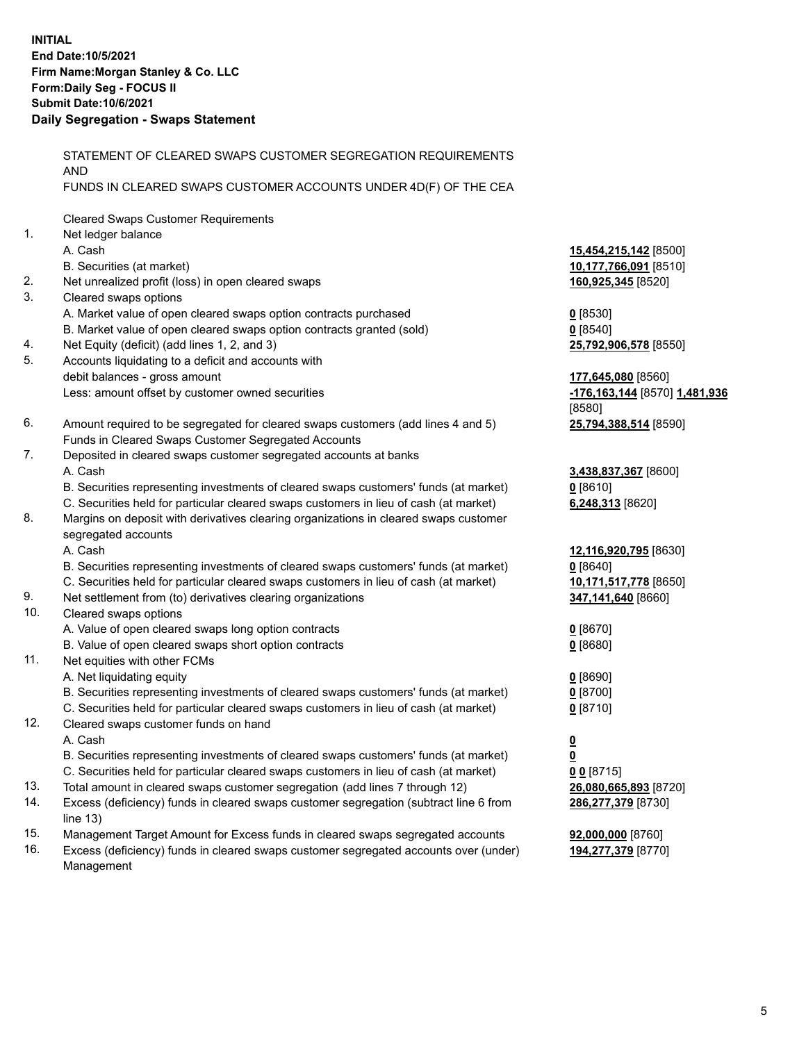**INITIAL**
**End Date:10/5/2021**
**Firm Name:Morgan Stanley & Co. LLC**
**Form:Daily Seg - FOCUS II**
**Submit Date:10/6/2021**
**Daily Segregation - Swaps Statement**

STATEMENT OF CLEARED SWAPS CUSTOMER SEGREGATION REQUIREMENTS AND FUNDS IN CLEARED SWAPS CUSTOMER ACCOUNTS UNDER 4D(F) OF THE CEA

| | | |
|---|---|---|
| | Cleared Swaps Customer Requirements | |
| 1. | Net ledger balance | |
| | A. Cash | **15,454,215,142** [8500] |
| | B. Securities (at market) | **10,177,766,091** [8510] |
| 2. | Net unrealized profit (loss) in open cleared swaps | **160,925,345** [8520] |
| 3. | Cleared swaps options | |
| | A. Market value of open cleared swaps option contracts purchased | **0** [8530] |
| | B. Market value of open cleared swaps option contracts granted (sold) | **0** [8540] |
| 4. | Net Equity (deficit) (add lines 1, 2, and 3) | **25,792,906,578** [8550] |
| 5. | Accounts liquidating to a deficit and accounts with debit balances - gross amount | **177,645,080** [8560] |
| | Less: amount offset by customer owned securities | **-176,163,144** [8570] **1,481,936** [8580] |
| 6. | Amount required to be segregated for cleared swaps customers (add lines 4 and 5) | **25,794,388,514** [8590] |
| | Funds in Cleared Swaps Customer Segregated Accounts | |
| 7. | Deposited in cleared swaps customer segregated accounts at banks | |
| | A. Cash | **3,438,837,367** [8600] |
| | B. Securities representing investments of cleared swaps customers' funds (at market) | **0** [8610] |
| | C. Securities held for particular cleared swaps customers in lieu of cash (at market) | **6,248,313** [8620] |
| 8. | Margins on deposit with derivatives clearing organizations in cleared swaps customer segregated accounts | |
| | A. Cash | **12,116,920,795** [8630] |
| | B. Securities representing investments of cleared swaps customers' funds (at market) | **0** [8640] |
| | C. Securities held for particular cleared swaps customers in lieu of cash (at market) | **10,171,517,778** [8650] |
| 9. | Net settlement from (to) derivatives clearing organizations | **347,141,640** [8660] |
| 10. | Cleared swaps options | |
| | A. Value of open cleared swaps long option contracts | **0** [8670] |
| | B. Value of open cleared swaps short option contracts | **0** [8680] |
| 11. | Net equities with other FCMs | |
| | A. Net liquidating equity | **0** [8690] |
| | B. Securities representing investments of cleared swaps customers' funds (at market) | **0** [8700] |
| | C. Securities held for particular cleared swaps customers in lieu of cash (at market) | **0** [8710] |
| 12. | Cleared swaps customer funds on hand | |
| | A. Cash | **0** |
| | B. Securities representing investments of cleared swaps customers' funds (at market) | **0** |
| | C. Securities held for particular cleared swaps customers in lieu of cash (at market) | **0** **0** [8715] |
| 13. | Total amount in cleared swaps customer segregation (add lines 7 through 12) | **26,080,665,893** [8720] |
| 14. | Excess (deficiency) funds in cleared swaps customer segregation (subtract line 6 from line 13) | **286,277,379** [8730] |
| 15. | Management Target Amount for Excess funds in cleared swaps segregated accounts | **92,000,000** [8760] |
| 16. | Excess (deficiency) funds in cleared swaps customer segregated accounts over (under) Management | **194,277,379** [8770] |